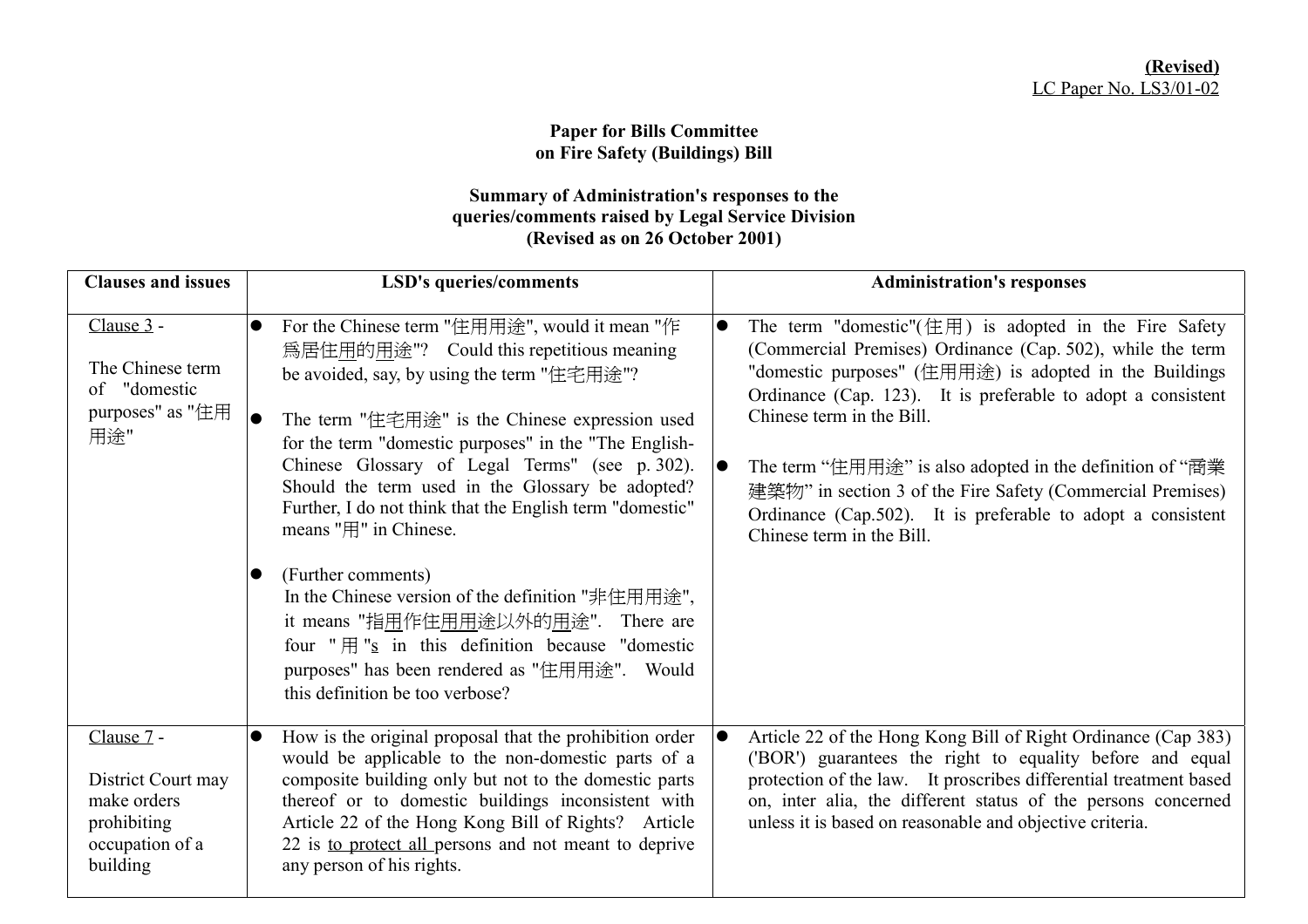**(Revised)**
LC Paper No. LS3/01-02

**Paper for Bills Committee on Fire Safety (Buildings) Bill**

**Summary of Administration's responses to the queries/comments raised by Legal Service Division (Revised as on 26 October 2001)**

| Clauses and issues | LSD's queries/comments | Administration's responses |
|---|---|---|
| Clause 3 -<br><br>The Chinese term of "domestic purposes" as "住用用途" | • For the Chinese term "住用用途", would it mean "作爲居住用的用途"? Could this repetitious meaning be avoided, say, by using the term "住宅用途"?<br><br>• The term "住宅用途" is the Chinese expression used for the term "domestic purposes" in the "The English-Chinese Glossary of Legal Terms" (see p. 302). Should the term used in the Glossary be adopted? Further, I do not think that the English term "domestic" means "用" in Chinese.<br><br>• (Further comments)<br>In the Chinese version of the definition "非住用用途", it means "指用作住用用途以外的用途". There are four "用"s in this definition because "domestic purposes" has been rendered as "住用用途". Would this definition be too verbose? | • The term "domestic"(住用) is adopted in the Fire Safety (Commercial Premises) Ordinance (Cap. 502), while the term "domestic purposes" (住用用途) is adopted in the Buildings Ordinance (Cap. 123). It is preferable to adopt a consistent Chinese term in the Bill.<br><br>• The term "住用用途" is also adopted in the definition of "商業建築物" in section 3 of the Fire Safety (Commercial Premises) Ordinance (Cap.502). It is preferable to adopt a consistent Chinese term in the Bill. |
| Clause 7 -<br><br>District Court may make orders prohibiting occupation of a building | • How is the original proposal that the prohibition order would be applicable to the non-domestic parts of a composite building only but not to the domestic parts thereof or to domestic buildings inconsistent with Article 22 of the Hong Kong Bill of Rights? Article 22 is to protect all persons and not meant to deprive any person of his rights. | • Article 22 of the Hong Kong Bill of Right Ordinance (Cap 383) ('BOR') guarantees the right to equality before and equal protection of the law. It proscribes differential treatment based on, inter alia, the different status of the persons concerned unless it is based on reasonable and objective criteria. |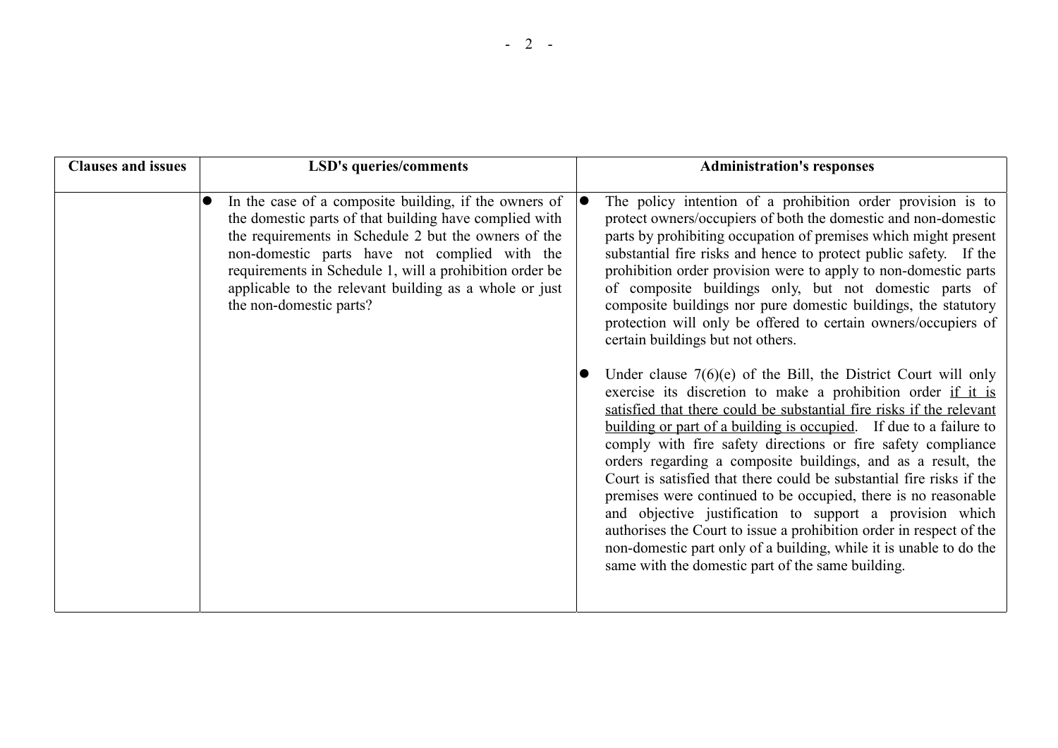| Clauses and issues | LSD's queries/comments | Administration's responses |
|---|---|---|
| | • In the case of a composite building, if the owners of the domestic parts of that building have complied with the requirements in Schedule 2 but the owners of the non-domestic parts have not complied with the requirements in Schedule 1, will a prohibition order be applicable to the relevant building as a whole or just the non-domestic parts? | • The policy intention of a prohibition order provision is to protect owners/occupiers of both the domestic and non-domestic parts by prohibiting occupation of premises which might present substantial fire risks and hence to protect public safety. If the prohibition order provision were to apply to non-domestic parts of composite buildings only, but not domestic parts of composite buildings nor pure domestic buildings, the statutory protection will only be offered to certain owners/occupiers of certain buildings but not others.<br><br>• Under clause 7(6)(e) of the Bill, the District Court will only exercise its discretion to make a prohibition order <u>if it is satisfied that there could be substantial fire risks if the relevant building or part of a building is occupied</u>. If due to a failure to comply with fire safety directions or fire safety compliance orders regarding a composite buildings, and as a result, the Court is satisfied that there could be substantial fire risks if the premises were continued to be occupied, there is no reasonable and objective justification to support a provision which authorises the Court to issue a prohibition order in respect of the non-domestic part only of a building, while it is unable to do the same with the domestic part of the same building. |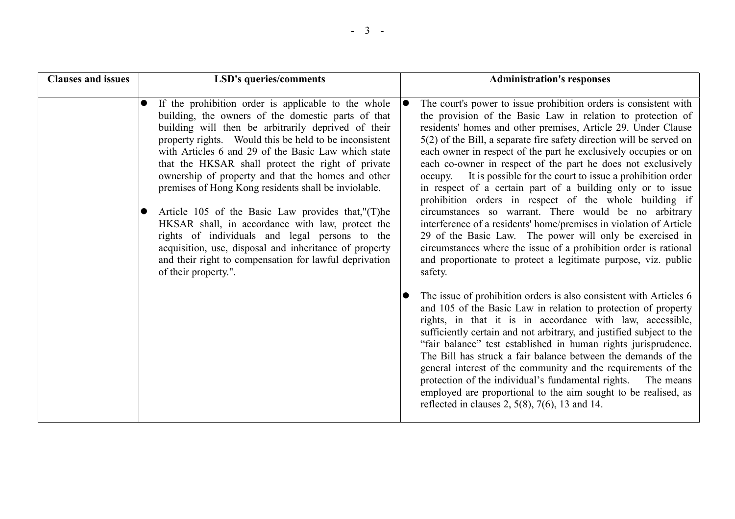| Clauses and issues | LSD's queries/comments | Administration's responses |
|---|---|---|
| | ● If the prohibition order is applicable to the whole building, the owners of the domestic parts of that building will then be arbitrarily deprived of their property rights. Would this be held to be inconsistent with Articles 6 and 29 of the Basic Law which state that the HKSAR shall protect the right of private ownership of property and that the homes and other premises of Hong Kong residents shall be inviolable.<br><br>● Article 105 of the Basic Law provides that,"(T)he HKSAR shall, in accordance with law, protect the rights of individuals and legal persons to the acquisition, use, disposal and inheritance of property and their right to compensation for lawful deprivation of their property.". | ● The court's power to issue prohibition orders is consistent with the provision of the Basic Law in relation to protection of residents' homes and other premises, Article 29. Under Clause 5(2) of the Bill, a separate fire safety direction will be served on each owner in respect of the part he exclusively occupies or on each co-owner in respect of the part he does not exclusively occupy. It is possible for the court to issue a prohibition order in respect of a certain part of a building only or to issue prohibition orders in respect of the whole building if circumstances so warrant. There would be no arbitrary interference of a residents' home/premises in violation of Article 29 of the Basic Law. The power will only be exercised in circumstances where the issue of a prohibition order is rational and proportionate to protect a legitimate purpose, viz. public safety.<br><br>● The issue of prohibition orders is also consistent with Articles 6 and 105 of the Basic Law in relation to protection of property rights, in that it is in accordance with law, accessible, sufficiently certain and not arbitrary, and justified subject to the "fair balance" test established in human rights jurisprudence. The Bill has struck a fair balance between the demands of the general interest of the community and the requirements of the protection of the individual's fundamental rights. The means employed are proportional to the aim sought to be realised, as reflected in clauses 2, 5(8), 7(6), 13 and 14. |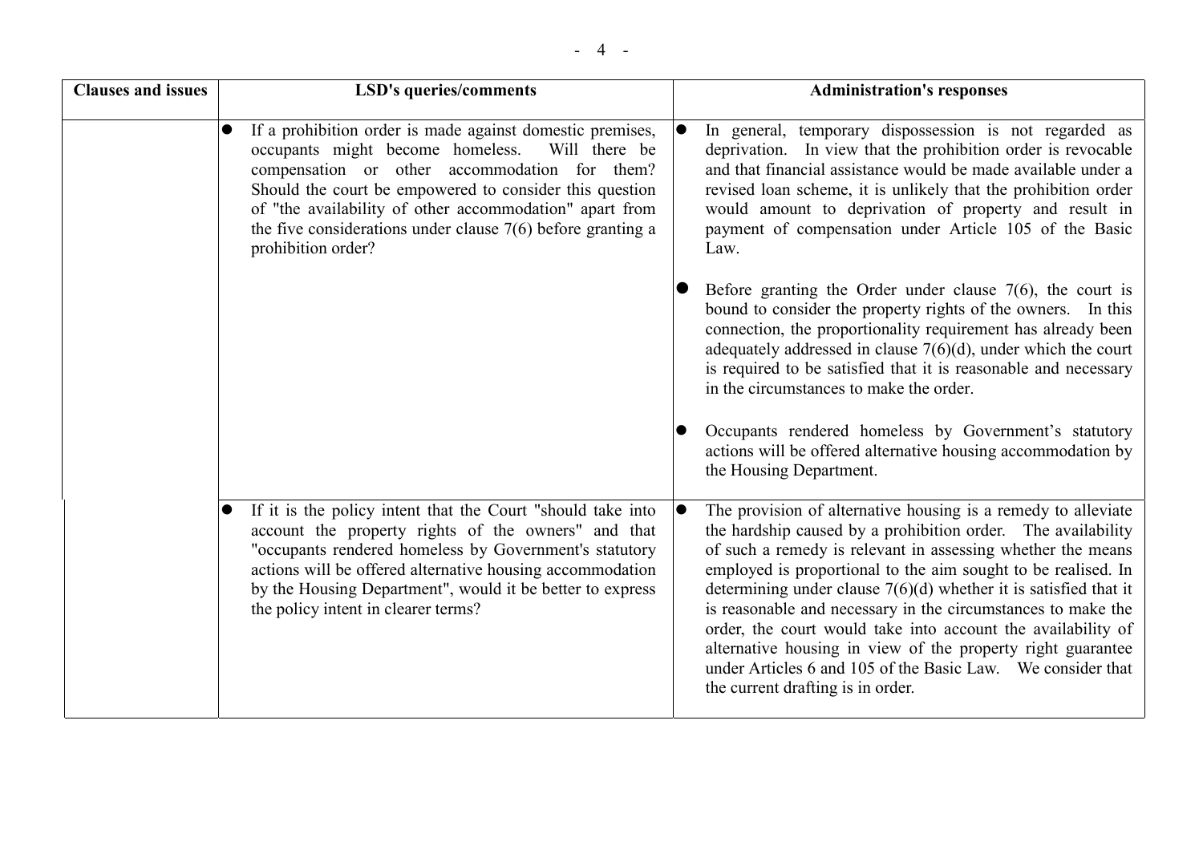| Clauses and issues | LSD's queries/comments | Administration's responses |
| --- | --- | --- |
| | ● If a prohibition order is made against domestic premises, occupants might become homeless. Will there be compensation or other accommodation for them? Should the court be empowered to consider this question of "the availability of other accommodation" apart from the five considerations under clause 7(6) before granting a prohibition order? | ● In general, temporary dispossession is not regarded as deprivation. In view that the prohibition order is revocable and that financial assistance would be made available under a revised loan scheme, it is unlikely that the prohibition order would amount to deprivation of property and result in payment of compensation under Article 105 of the Basic Law.<br><br>● Before granting the Order under clause 7(6), the court is bound to consider the property rights of the owners. In this connection, the proportionality requirement has already been adequately addressed in clause 7(6)(d), under which the court is required to be satisfied that it is reasonable and necessary in the circumstances to make the order.<br><br>● Occupants rendered homeless by Government's statutory actions will be offered alternative housing accommodation by the Housing Department. |
| | ● If it is the policy intent that the Court "should take into account the property rights of the owners" and that "occupants rendered homeless by Government's statutory actions will be offered alternative housing accommodation by the Housing Department", would it be better to express the policy intent in clearer terms? | ● The provision of alternative housing is a remedy to alleviate the hardship caused by a prohibition order. The availability of such a remedy is relevant in assessing whether the means employed is proportional to the aim sought to be realised. In determining under clause 7(6)(d) whether it is satisfied that it is reasonable and necessary in the circumstances to make the order, the court would take into account the availability of alternative housing in view of the property right guarantee under Articles 6 and 105 of the Basic Law. We consider that the current drafting is in order. |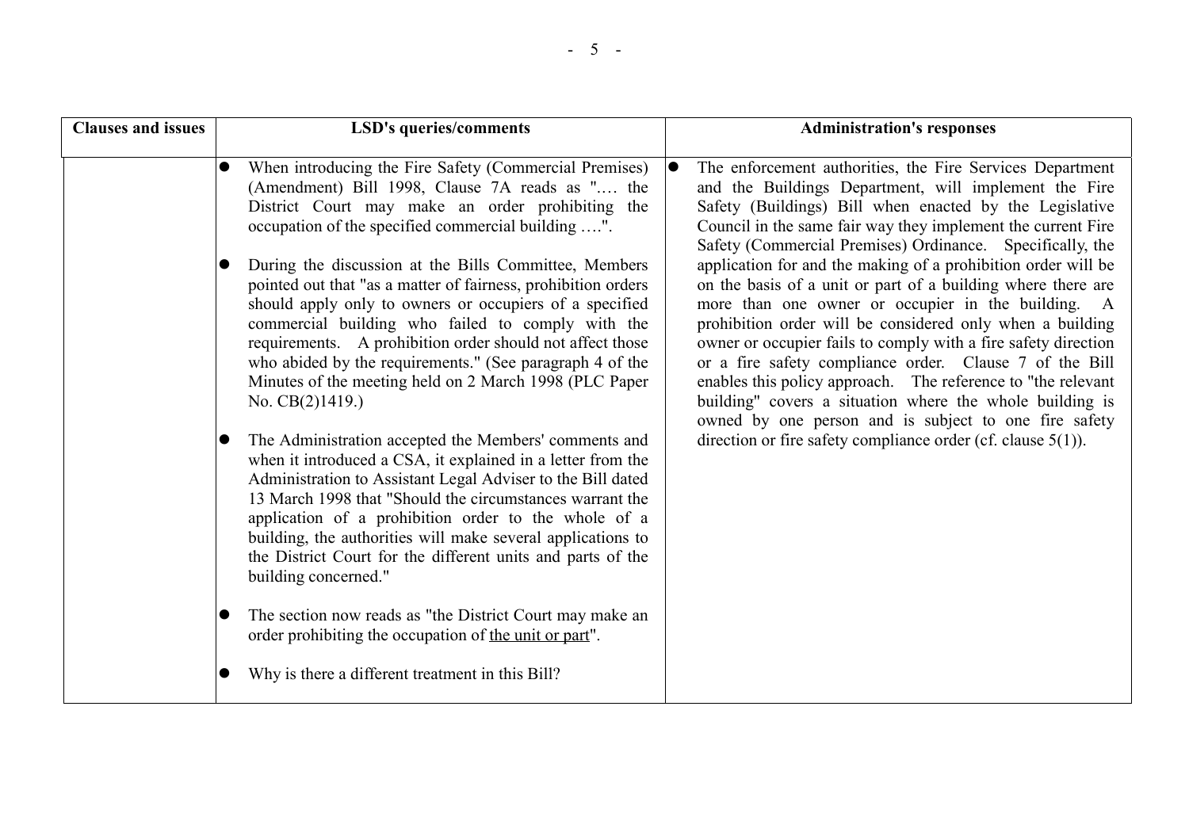| Clauses and issues | LSD's queries/comments | Administration's responses |
|---|---|---|
| | • When introducing the Fire Safety (Commercial Premises) (Amendment) Bill 1998, Clause 7A reads as ".… the District Court may make an order prohibiting the occupation of the specified commercial building ….".<br><br>• During the discussion at the Bills Committee, Members pointed out that "as a matter of fairness, prohibition orders should apply only to owners or occupiers of a specified commercial building who failed to comply with the requirements. A prohibition order should not affect those who abided by the requirements." (See paragraph 4 of the Minutes of the meeting held on 2 March 1998 (PLC Paper No. CB(2)1419.)<br><br>• The Administration accepted the Members' comments and when it introduced a CSA, it explained in a letter from the Administration to Assistant Legal Adviser to the Bill dated 13 March 1998 that "Should the circumstances warrant the application of a prohibition order to the whole of a building, the authorities will make several applications to the District Court for the different units and parts of the building concerned."<br><br>• The section now reads as "the District Court may make an order prohibiting the occupation of <u>the unit or part</u>".<br><br>• Why is there a different treatment in this Bill? | • The enforcement authorities, the Fire Services Department and the Buildings Department, will implement the Fire Safety (Buildings) Bill when enacted by the Legislative Council in the same fair way they implement the current Fire Safety (Commercial Premises) Ordinance. Specifically, the application for and the making of a prohibition order will be on the basis of a unit or part of a building where there are more than one owner or occupier in the building. A prohibition order will be considered only when a building owner or occupier fails to comply with a fire safety direction or a fire safety compliance order. Clause 7 of the Bill enables this policy approach. The reference to "the relevant building" covers a situation where the whole building is owned by one person and is subject to one fire safety direction or fire safety compliance order (cf. clause 5(1)). |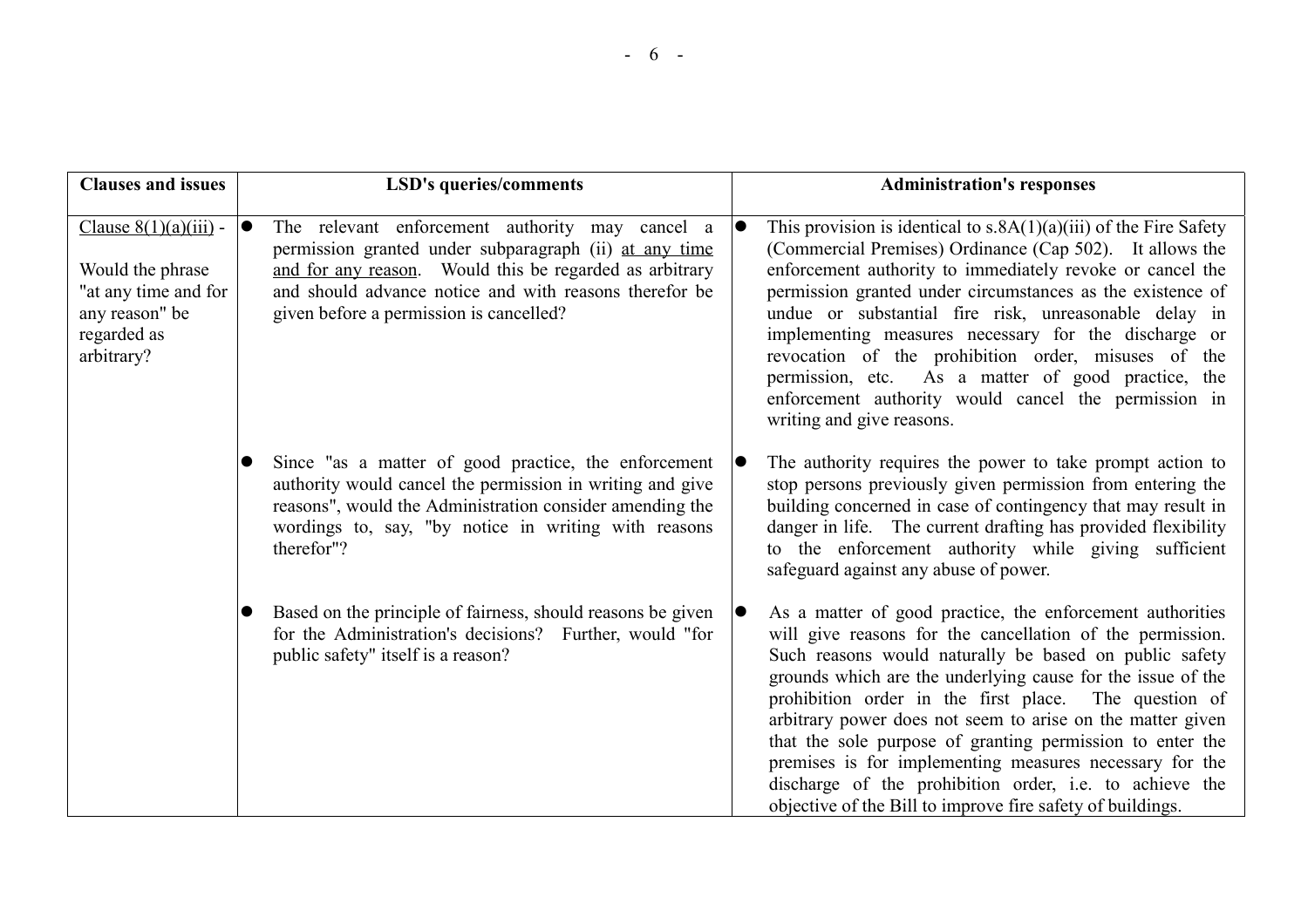| Clauses and issues | LSD's queries/comments | Administration's responses |
|---|---|---|
| Clause 8(1)(a)(iii) - <br><br>Would the phrase "at any time and for any reason" be regarded as arbitrary? | ● The relevant enforcement authority may cancel a permission granted under subparagraph (ii) at any time and for any reason. Would this be regarded as arbitrary and should advance notice and with reasons therefor be given before a permission is cancelled? | ● This provision is identical to s.8A(1)(a)(iii) of the Fire Safety (Commercial Premises) Ordinance (Cap 502). It allows the enforcement authority to immediately revoke or cancel the permission granted under circumstances as the existence of undue or substantial fire risk, unreasonable delay in implementing measures necessary for the discharge or revocation of the prohibition order, misuses of the permission, etc. As a matter of good practice, the enforcement authority would cancel the permission in writing and give reasons. |
| | ● Since "as a matter of good practice, the enforcement authority would cancel the permission in writing and give reasons", would the Administration consider amending the wordings to, say, "by notice in writing with reasons therefor"? | ● The authority requires the power to take prompt action to stop persons previously given permission from entering the building concerned in case of contingency that may result in danger in life. The current drafting has provided flexibility to the enforcement authority while giving sufficient safeguard against any abuse of power. |
| | ● Based on the principle of fairness, should reasons be given for the Administration's decisions? Further, would "for public safety" itself is a reason? | ● As a matter of good practice, the enforcement authorities will give reasons for the cancellation of the permission. Such reasons would naturally be based on public safety grounds which are the underlying cause for the issue of the prohibition order in the first place. The question of arbitrary power does not seem to arise on the matter given that the sole purpose of granting permission to enter the premises is for implementing measures necessary for the discharge of the prohibition order, i.e. to achieve the objective of the Bill to improve fire safety of buildings. |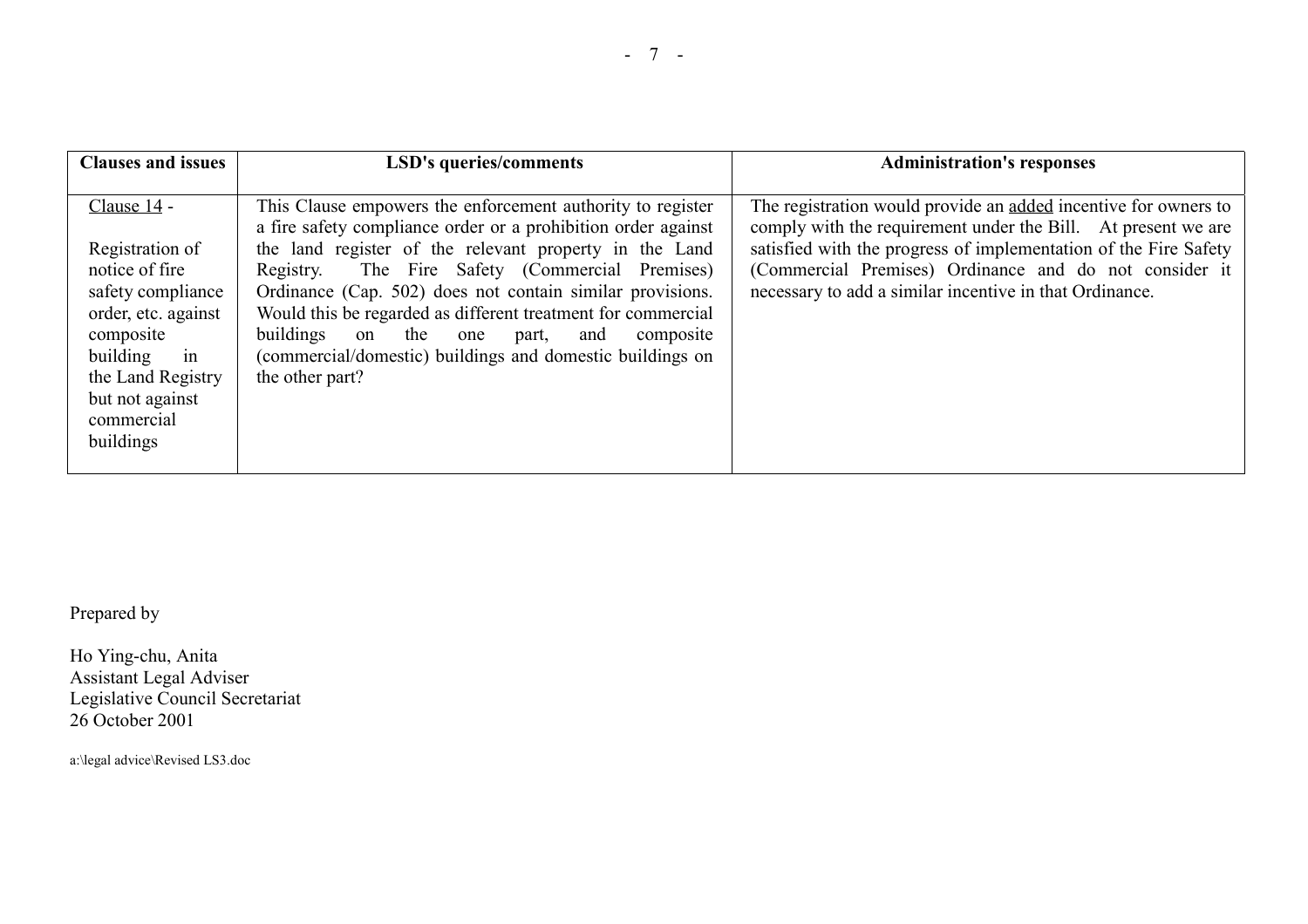| Clauses and issues | LSD's queries/comments | Administration's responses |
|---|---|---|
| Clause 14 - Registration of notice of fire safety compliance order, etc. against composite building in the Land Registry but not against commercial buildings | This Clause empowers the enforcement authority to register a fire safety compliance order or a prohibition order against the land register of the relevant property in the Land Registry. The Fire Safety (Commercial Premises) Ordinance (Cap. 502) does not contain similar provisions. Would this be regarded as different treatment for commercial buildings on the one part, and composite (commercial/domestic) buildings and domestic buildings on the other part? | The registration would provide an added incentive for owners to comply with the requirement under the Bill. At present we are satisfied with the progress of implementation of the Fire Safety (Commercial Premises) Ordinance and do not consider it necessary to add a similar incentive in that Ordinance. |

Prepared by

Ho Ying-chu, Anita
Assistant Legal Adviser
Legislative Council Secretariat
26 October 2001

a:\legal advice\Revised LS3.doc